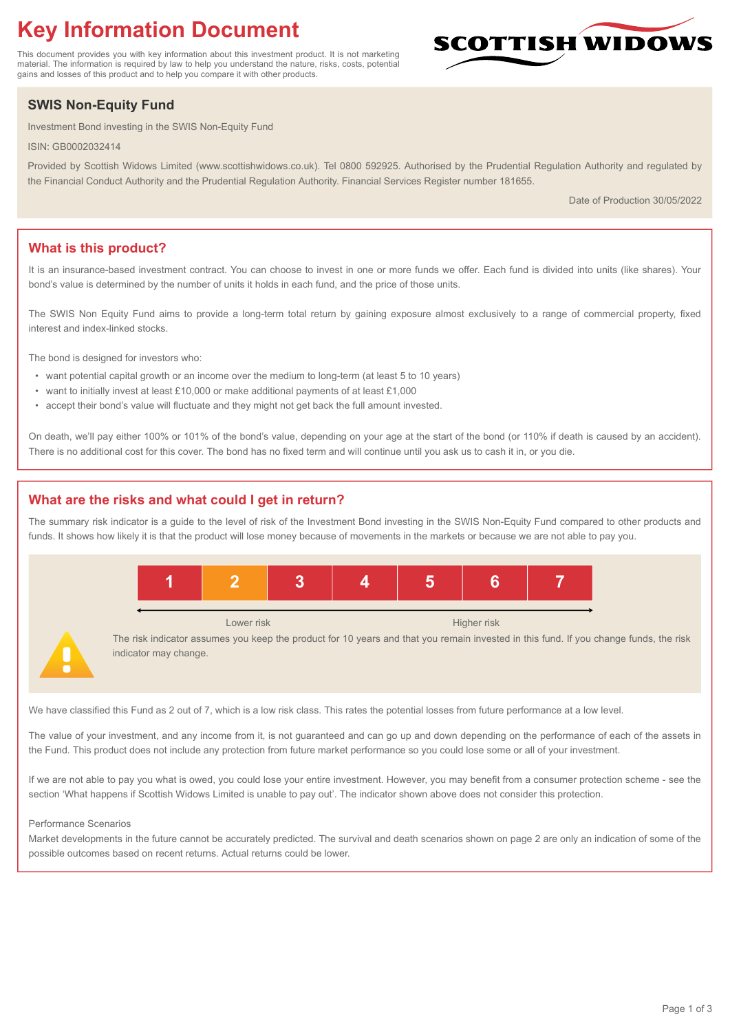# Key Information Document

This document provides you with key information about this investment product. It is not marketing material. The information is required by law to help you understand the nature, risks, costs, potential gains and losses of this product and to help you compare it with other products.

SCOTTISH WIDOWS

## SWIS Non-Equity Fund

Investment Bond investing in the SWIS Non-Equity Fund

ISIN: GB0002032414

Provided by Scottish Widows Limited (www.scottishwidows.co.uk). Tel 0800 592925. Authorised by the Prudential Regulation Authority and regulated by the Financial Conduct Authority and the Prudential Regulation Authority. Financial Services Register number 181655.

Date of Production 30/05/2022

## What is this product?

It is an insurance-based investment contract. You can choose to invest in one or more funds we offer. Each fund is divided into units (like shares). Your bond's value is determined by the number of units it holds in each fund, and the price of those units.

The SWIS Non Equity Fund aims to provide a long-term total return by gaining exposure almost exclusively to a range of commercial property, fixed interest and index-linked stocks.

The bond is designed for investors who:

- want potential capital growth or an income over the medium to long-term (at least 5 to 10 years)
- want to initially invest at least £10,000 or make additional payments of at least £1,000
- accept their bond's value will fluctuate and they might not get back the full amount invested.

On death, we'll pay either 100% or 101% of the bond's value, depending on your age at the start of the bond (or 110% if death is caused by an accident). There is no additional cost for this cover. The bond has no fixed term and will continue until you ask us to cash it in, or you die.

## What are the risks and what could I get in return?

The summary risk indicator is a guide to the level of risk of the Investment Bond investing in the SWIS Non-Equity Fund compared to other products and funds. It shows how likely it is that the product will lose money because of movements in the markets or because we are not able to pay you.

| 1 | **2** | 3 | 4 | 5 | 6 | 7 |
|---|---|---|---|---|---|---|

Lower risk ← → Higher risk

The risk indicator assumes you keep the product for 10 years and that you remain invested in this fund. If you change funds, the risk indicator may change.

We have classified this Fund as 2 out of 7, which is a low risk class. This rates the potential losses from future performance at a low level.

The value of your investment, and any income from it, is not guaranteed and can go up and down depending on the performance of each of the assets in the Fund. This product does not include any protection from future market performance so you could lose some or all of your investment.

If we are not able to pay you what is owed, you could lose your entire investment. However, you may benefit from a consumer protection scheme - see the section 'What happens if Scottish Widows Limited is unable to pay out'. The indicator shown above does not consider this protection.

Performance Scenarios

Market developments in the future cannot be accurately predicted. The survival and death scenarios shown on page 2 are only an indication of some of the possible outcomes based on recent returns. Actual returns could be lower.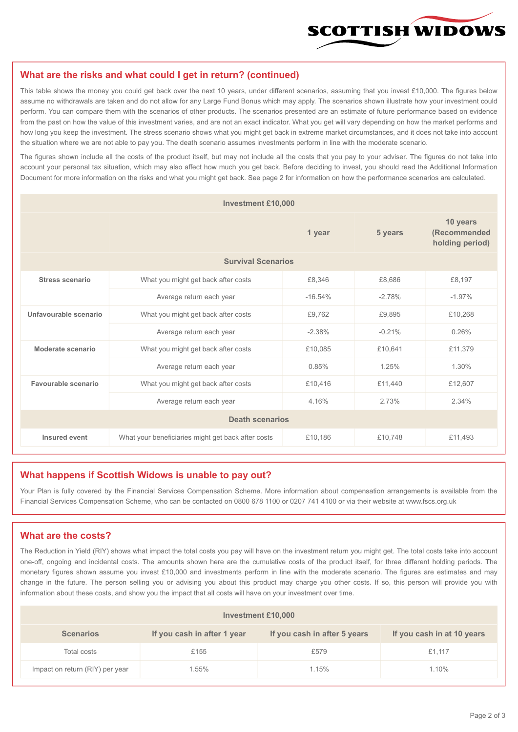## What are the risks and what could I get in return? (continued)

This table shows the money you could get back over the next 10 years, under different scenarios, assuming that you invest £10,000. The figures below assume no withdrawals are taken and do not allow for any Large Fund Bonus which may apply. The scenarios shown illustrate how your investment could perform. You can compare them with the scenarios of other products. The scenarios presented are an estimate of future performance based on evidence from the past on how the value of this investment varies, and are not an exact indicator. What you get will vary depending on how the market performs and how long you keep the investment. The stress scenario shows what you might get back in extreme market circumstances, and it does not take into account the situation where we are not able to pay you. The death scenario assumes investments perform in line with the moderate scenario.

The figures shown include all the costs of the product itself, but may not include all the costs that you pay to your adviser. The figures do not take into account your personal tax situation, which may also affect how much you get back. Before deciding to invest, you should read the Additional Information Document for more information on the risks and what you might get back. See page 2 for information on how the performance scenarios are calculated.

| Investment £10,000 | | | | |
|---|---|---|---|---|
| | | 1 year | 5 years | 10 years (Recommended holding period) |
| **Survival Scenarios** | | | | |
| **Stress scenario** | What you might get back after costs | £8,346 | £8,686 | £8,197 |
| | Average return each year | -16.54% | -2.78% | -1.97% |
| **Unfavourable scenario** | What you might get back after costs | £9,762 | £9,895 | £10,268 |
| | Average return each year | -2.38% | -0.21% | 0.26% |
| **Moderate scenario** | What you might get back after costs | £10,085 | £10,641 | £11,379 |
| | Average return each year | 0.85% | 1.25% | 1.30% |
| **Favourable scenario** | What you might get back after costs | £10,416 | £11,440 | £12,607 |
| | Average return each year | 4.16% | 2.73% | 2.34% |
| **Death scenarios** | | | | |
| **Insured event** | What your beneficiaries might get back after costs | £10,186 | £10,748 | £11,493 |

## What happens if Scottish Widows is unable to pay out?

Your Plan is fully covered by the Financial Services Compensation Scheme. More information about compensation arrangements is available from the Financial Services Compensation Scheme, who can be contacted on 0800 678 1100 or 0207 741 4100 or via their website at www.fscs.org.uk

## What are the costs?

The Reduction in Yield (RIY) shows what impact the total costs you pay will have on the investment return you might get. The total costs take into account one-off, ongoing and incidental costs. The amounts shown here are the cumulative costs of the product itself, for three different holding periods. The monetary figures shown assume you invest £10,000 and investments perform in line with the moderate scenario. The figures are estimates and may change in the future. The person selling you or advising you about this product may charge you other costs. If so, this person will provide you with information about these costs, and show you the impact that all costs will have on your investment over time.

| Investment £10,000 | | | |
|---|---|---|---|
| **Scenarios** | **If you cash in after 1 year** | **If you cash in after 5 years** | **If you cash in at 10 years** |
| Total costs | £155 | £579 | £1,117 |
| Impact on return (RIY) per year | 1.55% | 1.15% | 1.10% |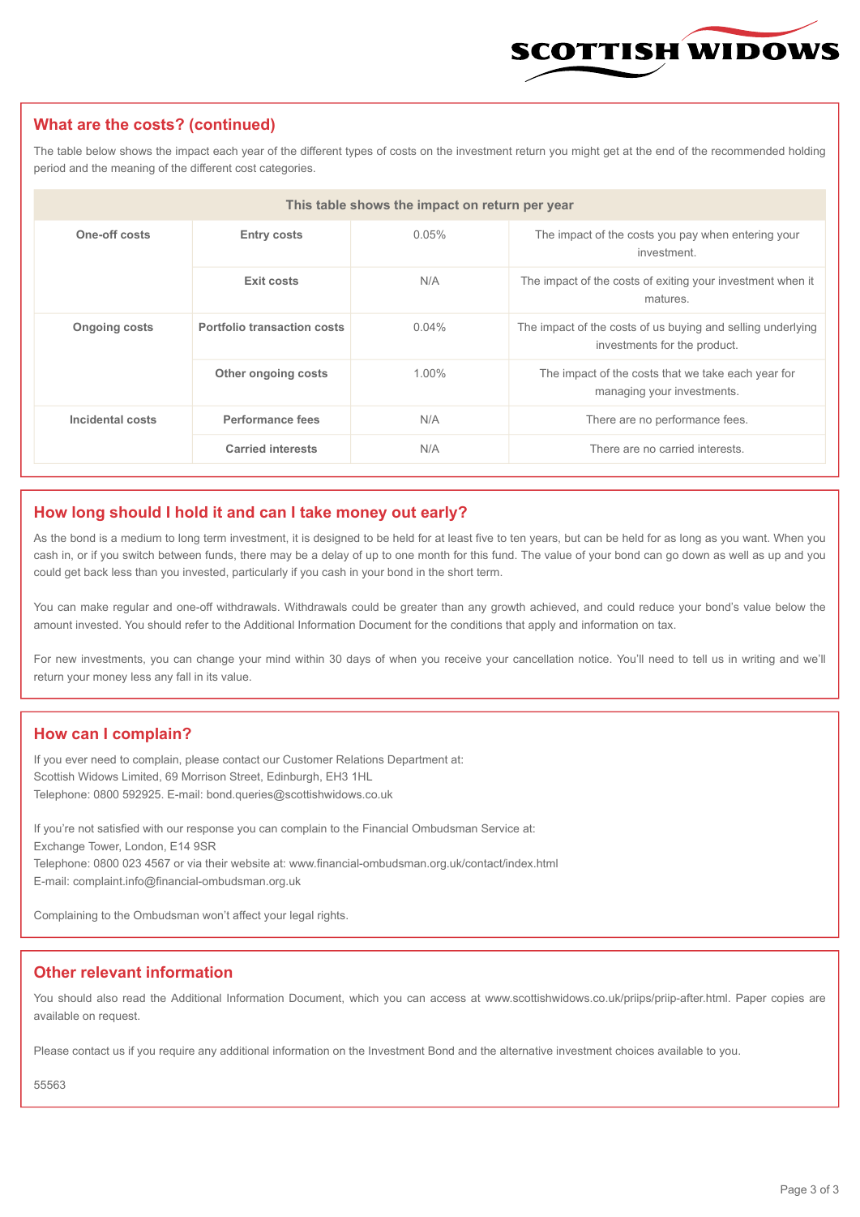## What are the costs? (continued)

The table below shows the impact each year of the different types of costs on the investment return you might get at the end of the recommended holding period and the meaning of the different cost categories.

| This table shows the impact on return per year | | | |
|---|---|---|---|
| **One-off costs** | **Entry costs** | 0.05% | The impact of the costs you pay when entering your investment. |
| | **Exit costs** | N/A | The impact of the costs of exiting your investment when it matures. |
| **Ongoing costs** | **Portfolio transaction costs** | 0.04% | The impact of the costs of us buying and selling underlying investments for the product. |
| | **Other ongoing costs** | 1.00% | The impact of the costs that we take each year for managing your investments. |
| **Incidental costs** | **Performance fees** | N/A | There are no performance fees. |
| | **Carried interests** | N/A | There are no carried interests. |

## How long should I hold it and can I take money out early?

As the bond is a medium to long term investment, it is designed to be held for at least five to ten years, but can be held for as long as you want. When you cash in, or if you switch between funds, there may be a delay of up to one month for this fund. The value of your bond can go down as well as up and you could get back less than you invested, particularly if you cash in your bond in the short term.

You can make regular and one-off withdrawals. Withdrawals could be greater than any growth achieved, and could reduce your bond's value below the amount invested. You should refer to the Additional Information Document for the conditions that apply and information on tax.

For new investments, you can change your mind within 30 days of when you receive your cancellation notice. You'll need to tell us in writing and we'll return your money less any fall in its value.

## How can I complain?

If you ever need to complain, please contact our Customer Relations Department at:
Scottish Widows Limited, 69 Morrison Street, Edinburgh, EH3 1HL
Telephone: 0800 592925. E-mail: bond.queries@scottishwidows.co.uk

If you're not satisfied with our response you can complain to the Financial Ombudsman Service at:
Exchange Tower, London, E14 9SR
Telephone: 0800 023 4567 or via their website at: www.financial-ombudsman.org.uk/contact/index.html
E-mail: complaint.info@financial-ombudsman.org.uk

Complaining to the Ombudsman won't affect your legal rights.

## Other relevant information

You should also read the Additional Information Document, which you can access at www.scottishwidows.co.uk/priips/priip-after.html. Paper copies are available on request.

Please contact us if you require any additional information on the Investment Bond and the alternative investment choices available to you.

55563